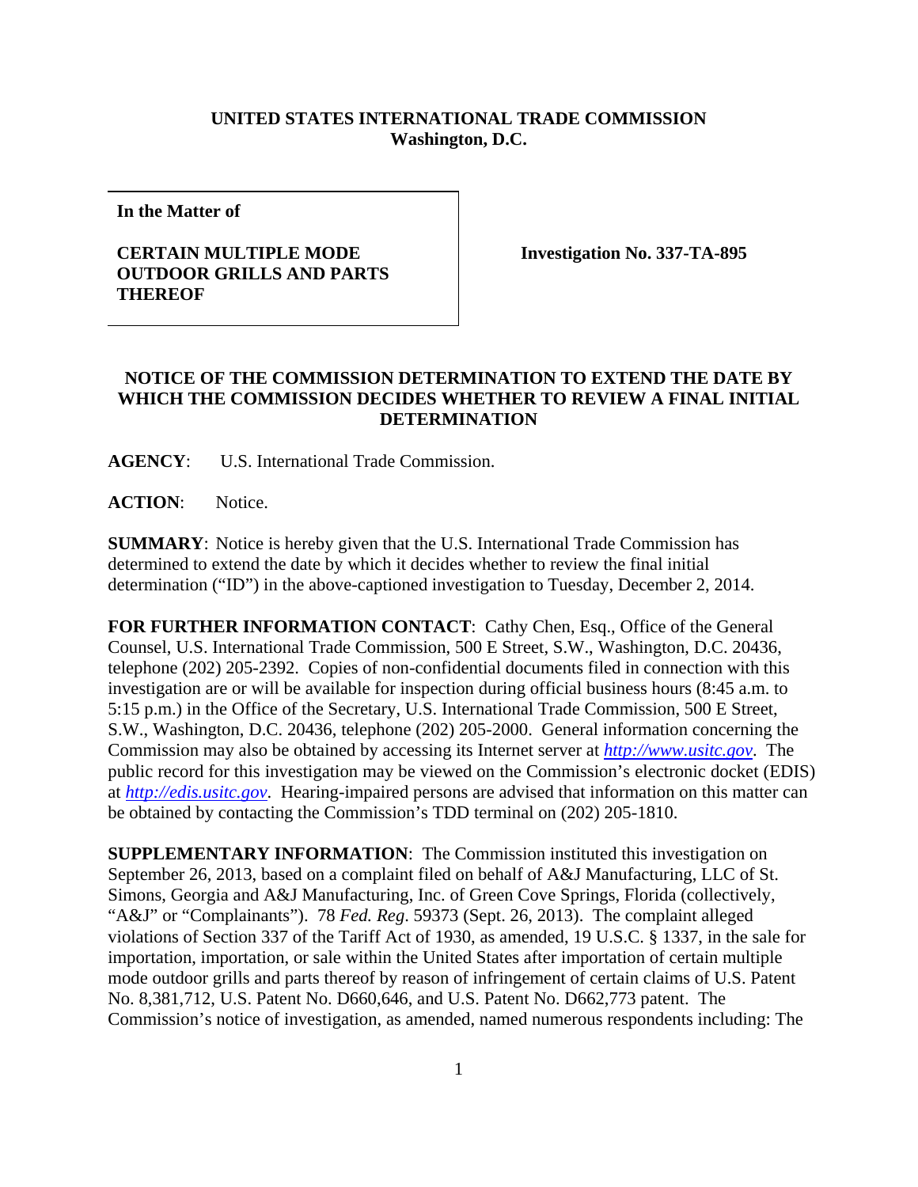**UNITED STATES INTERNATIONAL TRADE COMMISSION**
**Washington, D.C.**

| **In the Matter of**<br><br>**CERTAIN MULTIPLE MODE OUTDOOR GRILLS AND PARTS THEREOF** | **Investigation No. 337-TA-895** |
|---|---|

**NOTICE OF THE COMMISSION DETERMINATION TO EXTEND THE DATE BY WHICH THE COMMISSION DECIDES WHETHER TO REVIEW A FINAL INITIAL DETERMINATION**

**AGENCY**: U.S. International Trade Commission.

**ACTION**: Notice.

**SUMMARY**: Notice is hereby given that the U.S. International Trade Commission has determined to extend the date by which it decides whether to review the final initial determination ("ID") in the above-captioned investigation to Tuesday, December 2, 2014.

**FOR FURTHER INFORMATION CONTACT**: Cathy Chen, Esq., Office of the General Counsel, U.S. International Trade Commission, 500 E Street, S.W., Washington, D.C. 20436, telephone (202) 205-2392. Copies of non-confidential documents filed in connection with this investigation are or will be available for inspection during official business hours (8:45 a.m. to 5:15 p.m.) in the Office of the Secretary, U.S. International Trade Commission, 500 E Street, S.W., Washington, D.C. 20436, telephone (202) 205-2000. General information concerning the Commission may also be obtained by accessing its Internet server at *http://www.usitc.gov*. The public record for this investigation may be viewed on the Commission's electronic docket (EDIS) at *http://edis.usitc.gov*. Hearing-impaired persons are advised that information on this matter can be obtained by contacting the Commission's TDD terminal on (202) 205-1810.

**SUPPLEMENTARY INFORMATION**: The Commission instituted this investigation on September 26, 2013, based on a complaint filed on behalf of A&J Manufacturing, LLC of St. Simons, Georgia and A&J Manufacturing, Inc. of Green Cove Springs, Florida (collectively, "A&J" or "Complainants"). 78 *Fed. Reg*. 59373 (Sept. 26, 2013). The complaint alleged violations of Section 337 of the Tariff Act of 1930, as amended, 19 U.S.C. § 1337, in the sale for importation, importation, or sale within the United States after importation of certain multiple mode outdoor grills and parts thereof by reason of infringement of certain claims of U.S. Patent No. 8,381,712, U.S. Patent No. D660,646, and U.S. Patent No. D662,773 patent. The Commission's notice of investigation, as amended, named numerous respondents including: The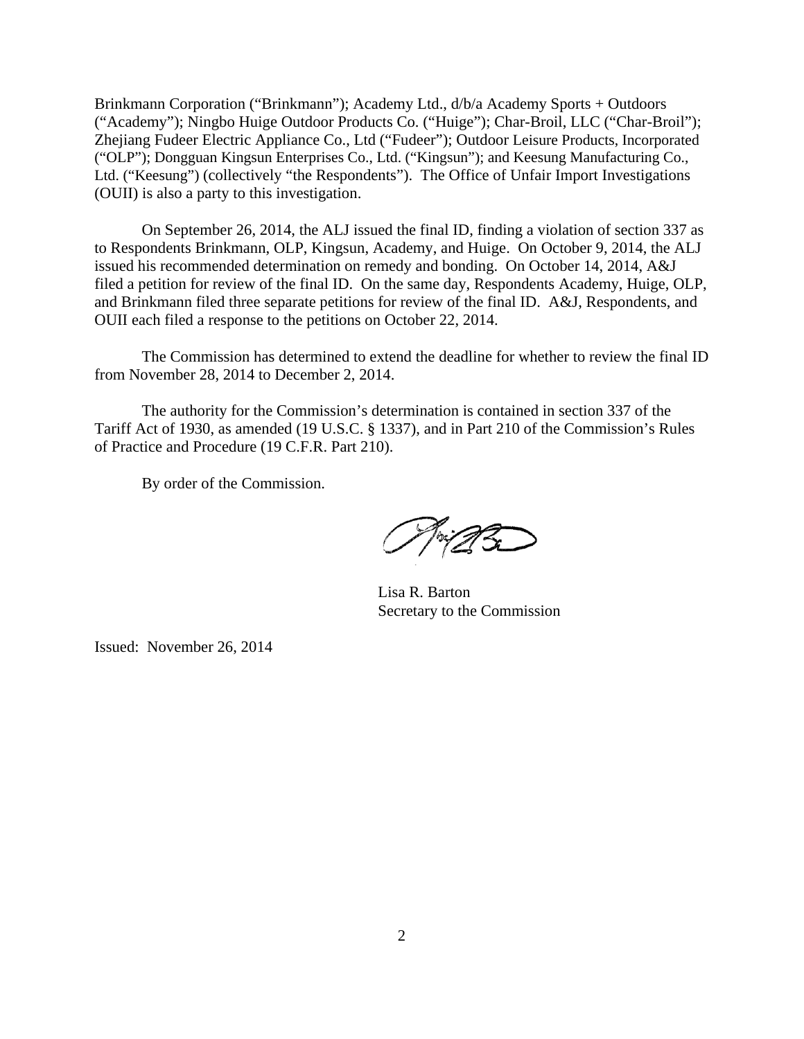Brinkmann Corporation ("Brinkmann"); Academy Ltd., d/b/a Academy Sports + Outdoors ("Academy"); Ningbo Huige Outdoor Products Co. ("Huige"); Char-Broil, LLC ("Char-Broil"); Zhejiang Fudeer Electric Appliance Co., Ltd ("Fudeer"); Outdoor Leisure Products, Incorporated ("OLP"); Dongguan Kingsun Enterprises Co., Ltd. ("Kingsun"); and Keesung Manufacturing Co., Ltd. ("Keesung") (collectively "the Respondents"). The Office of Unfair Import Investigations (OUII) is also a party to this investigation.

On September 26, 2014, the ALJ issued the final ID, finding a violation of section 337 as to Respondents Brinkmann, OLP, Kingsun, Academy, and Huige. On October 9, 2014, the ALJ issued his recommended determination on remedy and bonding. On October 14, 2014, A&J filed a petition for review of the final ID. On the same day, Respondents Academy, Huige, OLP, and Brinkmann filed three separate petitions for review of the final ID. A&J, Respondents, and OUII each filed a response to the petitions on October 22, 2014.

The Commission has determined to extend the deadline for whether to review the final ID from November 28, 2014 to December 2, 2014.

The authority for the Commission's determination is contained in section 337 of the Tariff Act of 1930, as amended (19 U.S.C. § 1337), and in Part 210 of the Commission's Rules of Practice and Procedure (19 C.F.R. Part 210).

By order of the Commission.

Lisa R. Barton
Secretary to the Commission

Issued: November 26, 2014